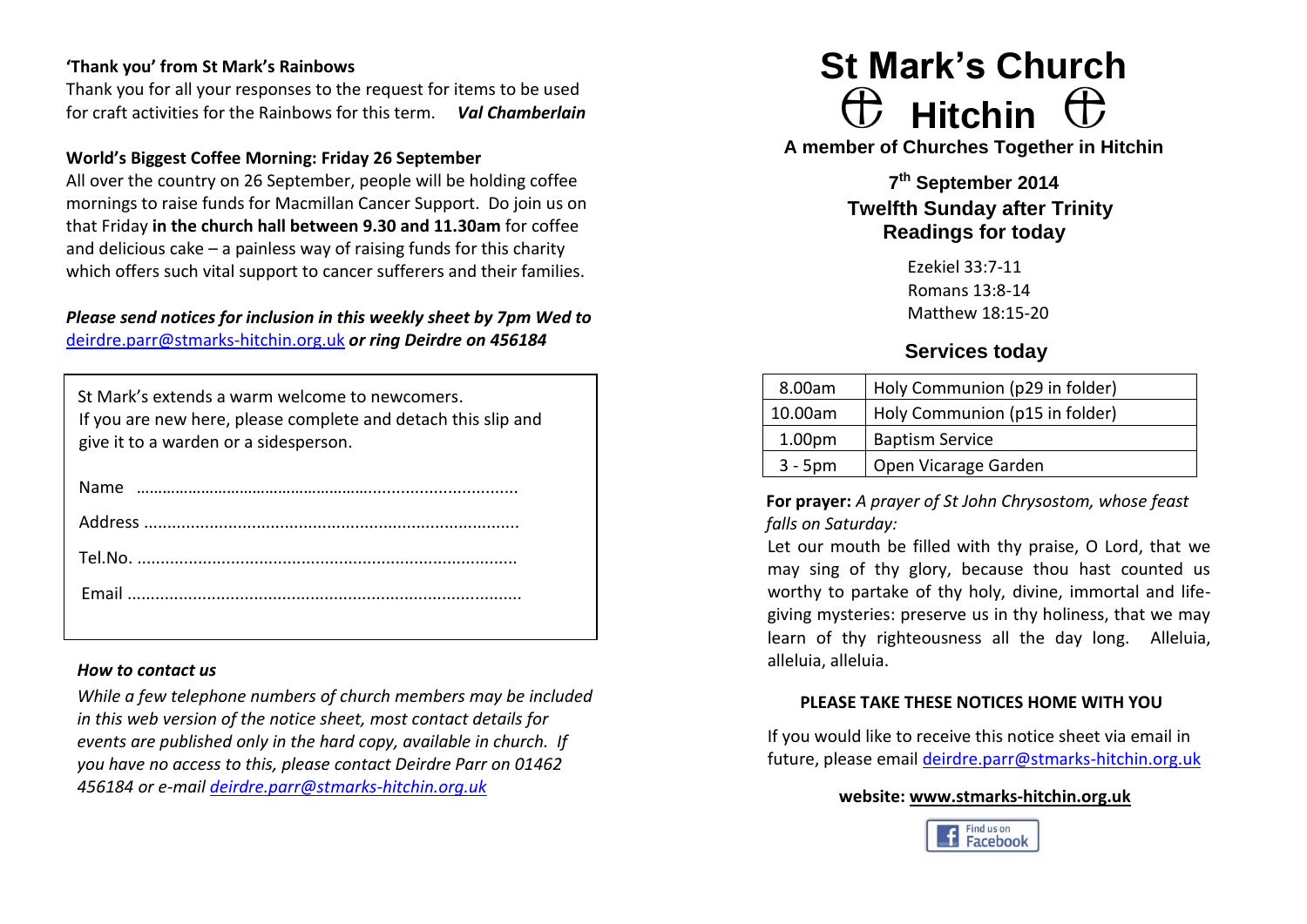**'Thank you' from St Mark's Rainbows**

Thank you for all your responses to the request for items to be used for craft activities for the Rainbows for this term. ***Val Chamberlain***

**World's Biggest Coffee Morning: Friday 26 September**

All over the country on 26 September, people will be holding coffee mornings to raise funds for Macmillan Cancer Support. Do join us on that Friday **in the church hall between 9.30 and 11.30am** for coffee and delicious cake – a painless way of raising funds for this charity which offers such vital support to cancer sufferers and their families.

***Please send notices for inclusion in this weekly sheet by 7pm Wed to*** deirdre.parr@stmarks-hitchin.org.uk ***or ring Deirdre on 456184***

St Mark's extends a warm welcome to newcomers.
If you are new here, please complete and detach this slip and give it to a warden or a sidesperson.

Name ………………………………………………………………………

Address ………………………………………………………………………

Tel.No. ………………………………………………………………………

Email ………………………………………………………………………

***How to contact us***

*While a few telephone numbers of church members may be included in this web version of the notice sheet, most contact details for events are published only in the hard copy, available in church. If you have no access to this, please contact Deirdre Parr on 01462 456184 or e-mail deirdre.parr@stmarks-hitchin.org.uk*

# St Mark's Church ♁ Hitchin ♁

**A member of Churches Together in Hitchin**

**7th September 2014**
**Twelfth Sunday after Trinity**
**Readings for today**

Ezekiel 33:7-11
Romans 13:8-14
Matthew 18:15-20

## Services today

| 8.00am | Holy Communion (p29 in folder) |
|---|---|
| 10.00am | Holy Communion (p15 in folder) |
| 1.00pm | Baptism Service |
| 3 - 5pm | Open Vicarage Garden |

**For prayer:** *A prayer of St John Chrysostom, whose feast falls on Saturday:*

Let our mouth be filled with thy praise, O Lord, that we may sing of thy glory, because thou hast counted us worthy to partake of thy holy, divine, immortal and life-giving mysteries: preserve us in thy holiness, that we may learn of thy righteousness all the day long. Alleluia, alleluia, alleluia.

**PLEASE TAKE THESE NOTICES HOME WITH YOU**

If you would like to receive this notice sheet via email in future, please email deirdre.parr@stmarks-hitchin.org.uk

**website: www.stmarks-hitchin.org.uk**

Find us on Facebook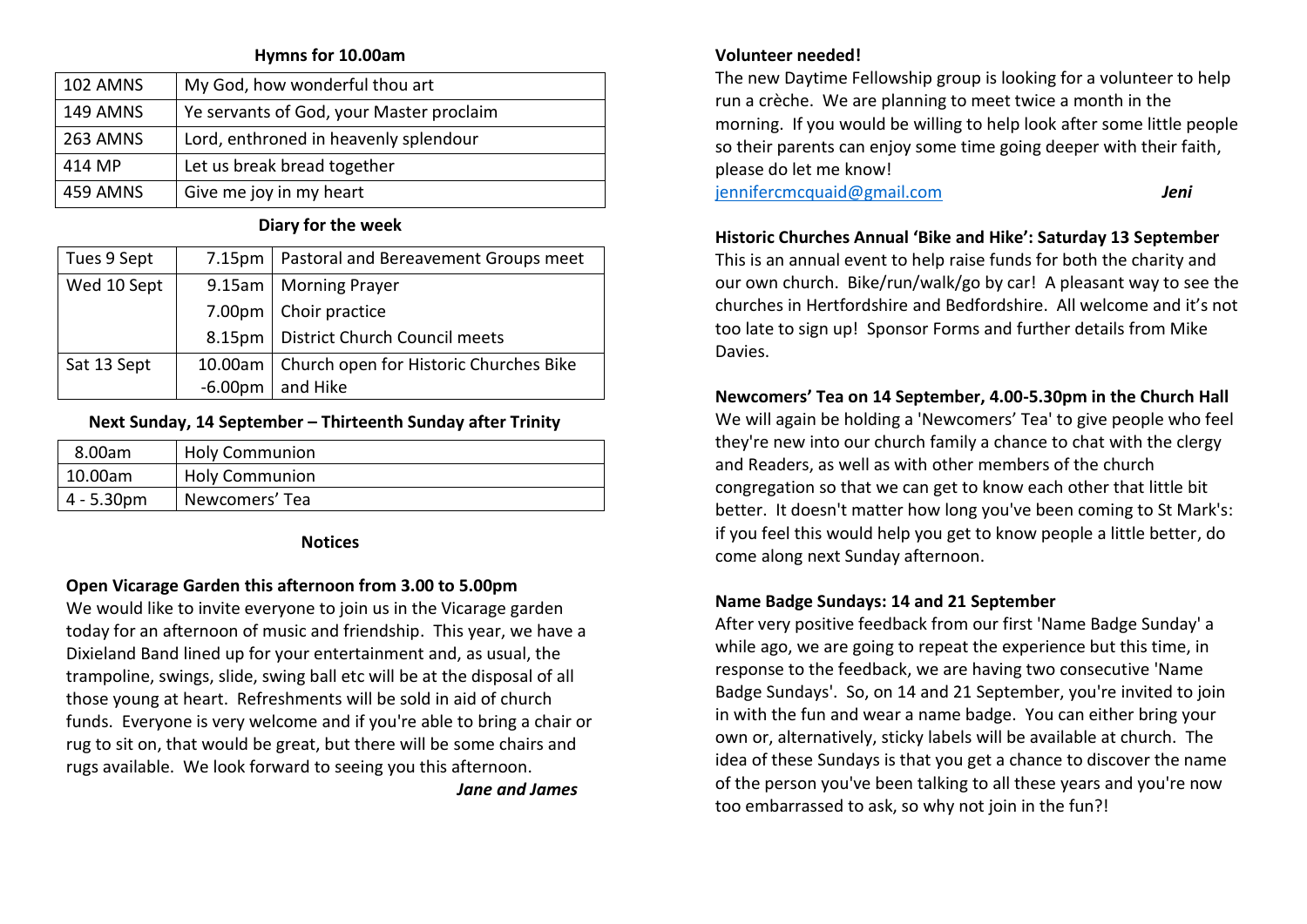**Hymns for 10.00am**

| | |
|---|---|
| 102 AMNS | My God, how wonderful thou art |
| 149 AMNS | Ye servants of God, your Master proclaim |
| 263 AMNS | Lord, enthroned in heavenly splendour |
| 414 MP | Let us break bread together |
| 459 AMNS | Give me joy in my heart |

**Diary for the week**

| | | |
|---|---|---|
| Tues 9 Sept | 7.15pm | Pastoral and Bereavement Groups meet |
| Wed 10 Sept | 9.15am | Morning Prayer |
| | 7.00pm | Choir practice |
| | 8.15pm | District Church Council meets |
| Sat 13 Sept | 10.00am -6.00pm | Church open for Historic Churches Bike and Hike |

**Next Sunday, 14 September – Thirteenth Sunday after Trinity**

| | |
|---|---|
| 8.00am | Holy Communion |
| 10.00am | Holy Communion |
| 4 - 5.30pm | Newcomers' Tea |

## Notices

**Open Vicarage Garden this afternoon from 3.00 to 5.00pm**

We would like to invite everyone to join us in the Vicarage garden today for an afternoon of music and friendship. This year, we have a Dixieland Band lined up for your entertainment and, as usual, the trampoline, swings, slide, swing ball etc will be at the disposal of all those young at heart. Refreshments will be sold in aid of church funds. Everyone is very welcome and if you're able to bring a chair or rug to sit on, that would be great, but there will be some chairs and rugs available. We look forward to seeing you this afternoon.

***Jane and James***

**Volunteer needed!**

The new Daytime Fellowship group is looking for a volunteer to help run a crèche. We are planning to meet twice a month in the morning. If you would be willing to help look after some little people so their parents can enjoy some time going deeper with their faith, please do let me know!

jennifercmcquaid@gmail.com ***Jeni***

**Historic Churches Annual 'Bike and Hike': Saturday 13 September**

This is an annual event to help raise funds for both the charity and our own church. Bike/run/walk/go by car! A pleasant way to see the churches in Hertfordshire and Bedfordshire. All welcome and it's not too late to sign up! Sponsor Forms and further details from Mike Davies.

**Newcomers' Tea on 14 September, 4.00-5.30pm in the Church Hall**

We will again be holding a 'Newcomers' Tea' to give people who feel they're new into our church family a chance to chat with the clergy and Readers, as well as with other members of the church congregation so that we can get to know each other that little bit better. It doesn't matter how long you've been coming to St Mark's: if you feel this would help you get to know people a little better, do come along next Sunday afternoon.

**Name Badge Sundays: 14 and 21 September**

After very positive feedback from our first 'Name Badge Sunday' a while ago, we are going to repeat the experience but this time, in response to the feedback, we are having two consecutive 'Name Badge Sundays'. So, on 14 and 21 September, you're invited to join in with the fun and wear a name badge. You can either bring your own or, alternatively, sticky labels will be available at church. The idea of these Sundays is that you get a chance to discover the name of the person you've been talking to all these years and you're now too embarrassed to ask, so why not join in the fun?!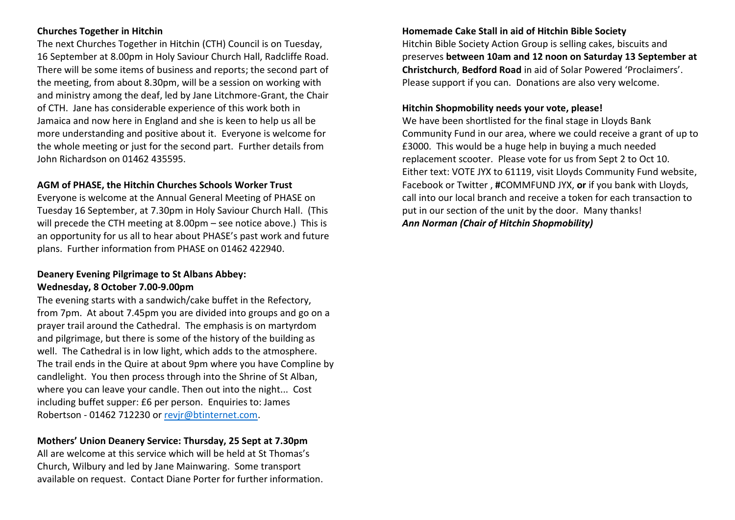**Churches Together in Hitchin**

The next Churches Together in Hitchin (CTH) Council is on Tuesday, 16 September at 8.00pm in Holy Saviour Church Hall, Radcliffe Road. There will be some items of business and reports; the second part of the meeting, from about 8.30pm, will be a session on working with and ministry among the deaf, led by Jane Litchmore-Grant, the Chair of CTH. Jane has considerable experience of this work both in Jamaica and now here in England and she is keen to help us all be more understanding and positive about it. Everyone is welcome for the whole meeting or just for the second part. Further details from John Richardson on 01462 435595.

**AGM of PHASE, the Hitchin Churches Schools Worker Trust**

Everyone is welcome at the Annual General Meeting of PHASE on Tuesday 16 September, at 7.30pm in Holy Saviour Church Hall. (This will precede the CTH meeting at 8.00pm – see notice above.) This is an opportunity for us all to hear about PHASE's past work and future plans. Further information from PHASE on 01462 422940.

**Deanery Evening Pilgrimage to St Albans Abbey:**
**Wednesday, 8 October 7.00-9.00pm**

The evening starts with a sandwich/cake buffet in the Refectory, from 7pm. At about 7.45pm you are divided into groups and go on a prayer trail around the Cathedral. The emphasis is on martyrdom and pilgrimage, but there is some of the history of the building as well. The Cathedral is in low light, which adds to the atmosphere. The trail ends in the Quire at about 9pm where you have Compline by candlelight. You then process through into the Shrine of St Alban, where you can leave your candle. Then out into the night... Cost including buffet supper: £6 per person. Enquiries to: James Robertson - 01462 712230 or revjr@btinternet.com.

**Mothers' Union Deanery Service: Thursday, 25 Sept at 7.30pm**

All are welcome at this service which will be held at St Thomas's Church, Wilbury and led by Jane Mainwaring. Some transport available on request. Contact Diane Porter for further information.

**Homemade Cake Stall in aid of Hitchin Bible Society**

Hitchin Bible Society Action Group is selling cakes, biscuits and preserves **between 10am and 12 noon on Saturday 13 September at Christchurch**, **Bedford Road** in aid of Solar Powered 'Proclaimers'. Please support if you can. Donations are also very welcome.

**Hitchin Shopmobility needs your vote, please!**

We have been shortlisted for the final stage in Lloyds Bank Community Fund in our area, where we could receive a grant of up to £3000. This would be a huge help in buying a much needed replacement scooter. Please vote for us from Sept 2 to Oct 10. Either text: VOTE JYX to 61119, visit Lloyds Community Fund website, Facebook or Twitter , **#**COMMFUND JYX, **or** if you bank with Lloyds, call into our local branch and receive a token for each transaction to put in our section of the unit by the door. Many thanks!

***Ann Norman (Chair of Hitchin Shopmobility)***